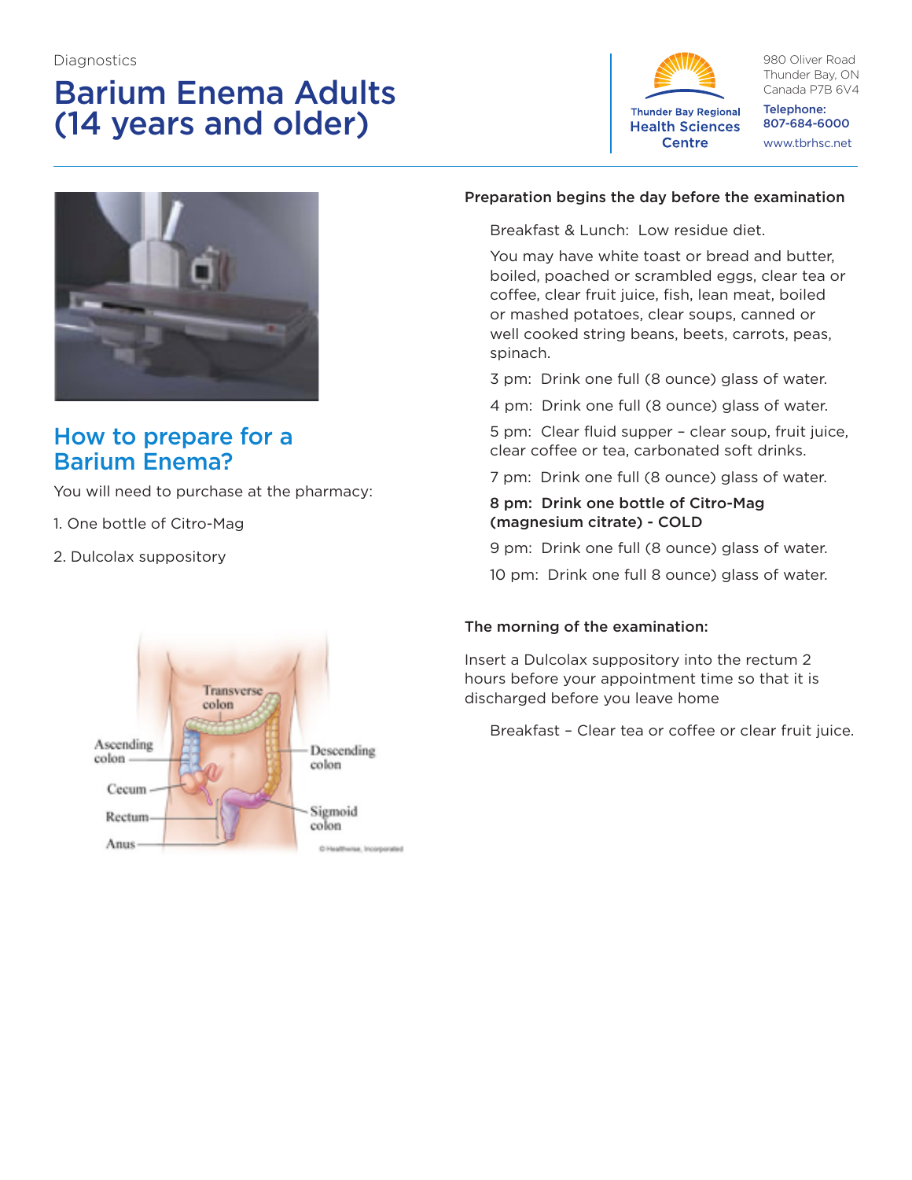Diagnostics

# Barium Enema Adults (14 years and older)

Thunder Bay Regional Health Sciences Centre

980 Oliver Road
Thunder Bay, ON
Canada P7B 6V4

**Telephone:**
**807-684-6000**

www.tbrhsc.net

## How to prepare for a Barium Enema?

You will need to purchase at the pharmacy:

1. One bottle of Citro-Mag
2. Dulcolax suppository

### Preparation begins the day before the examination

Breakfast & Lunch: Low residue diet.

You may have white toast or bread and butter, boiled, poached or scrambled eggs, clear tea or coffee, clear fruit juice, fish, lean meat, boiled or mashed potatoes, clear soups, canned or well cooked string beans, beets, carrots, peas, spinach.

3 pm: Drink one full (8 ounce) glass of water.

4 pm: Drink one full (8 ounce) glass of water.

5 pm: Clear fluid supper – clear soup, fruit juice, clear coffee or tea, carbonated soft drinks.

7 pm: Drink one full (8 ounce) glass of water.

**8 pm: Drink one bottle of Citro-Mag (magnesium citrate) - COLD**

9 pm: Drink one full (8 ounce) glass of water.

10 pm: Drink one full 8 ounce) glass of water.

### The morning of the examination:

Insert a Dulcolax suppository into the rectum 2 hours before your appointment time so that it is discharged before you leave home

Breakfast – Clear tea or coffee or clear fruit juice.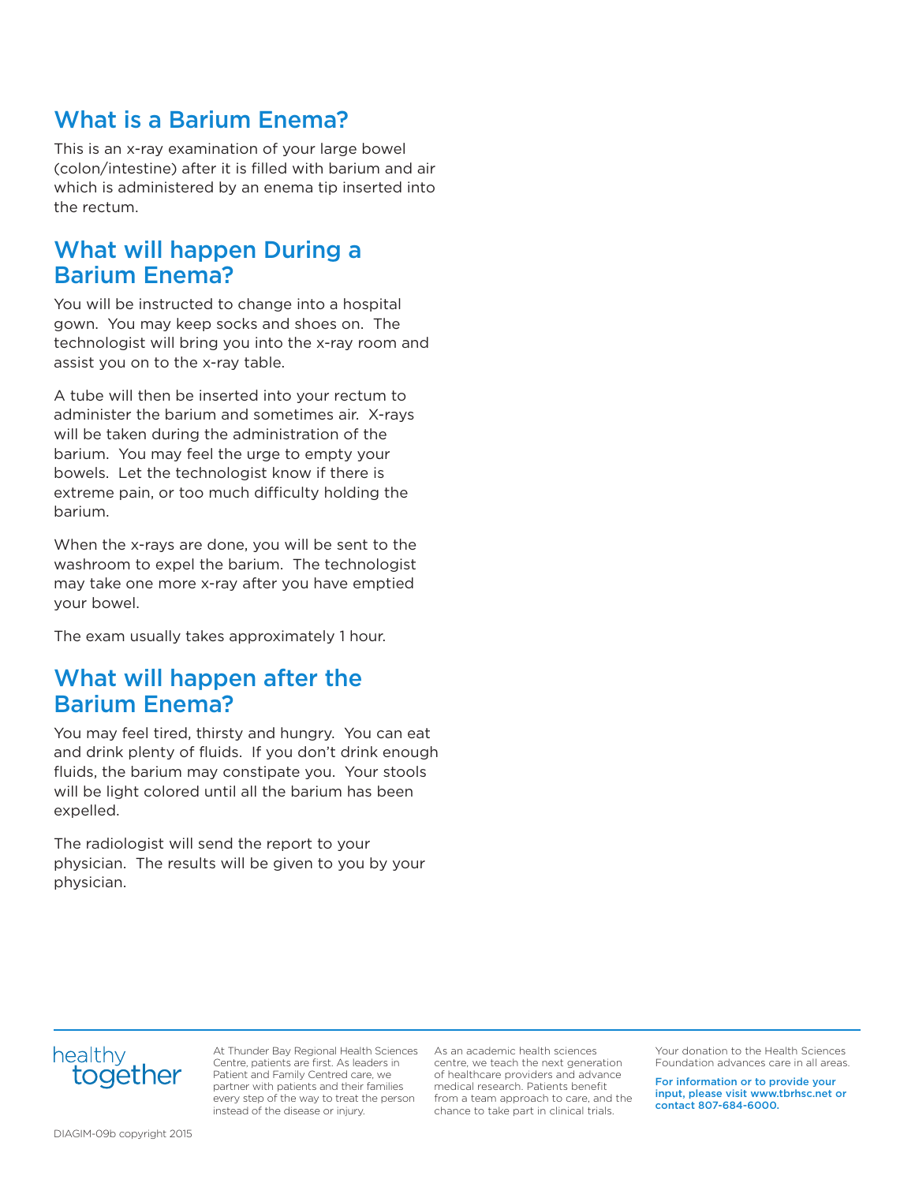## What is a Barium Enema?

This is an x-ray examination of your large bowel (colon/intestine) after it is filled with barium and air which is administered by an enema tip inserted into the rectum.

## What will happen During a Barium Enema?

You will be instructed to change into a hospital gown. You may keep socks and shoes on. The technologist will bring you into the x-ray room and assist you on to the x-ray table.

A tube will then be inserted into your rectum to administer the barium and sometimes air. X-rays will be taken during the administration of the barium. You may feel the urge to empty your bowels. Let the technologist know if there is extreme pain, or too much difficulty holding the barium.

When the x-rays are done, you will be sent to the washroom to expel the barium. The technologist may take one more x-ray after you have emptied your bowel.

The exam usually takes approximately 1 hour.

## What will happen after the Barium Enema?

You may feel tired, thirsty and hungry. You can eat and drink plenty of fluids. If you don't drink enough fluids, the barium may constipate you. Your stools will be light colored until all the barium has been expelled.

The radiologist will send the report to your physician. The results will be given to you by your physician.

---

healthy together

At Thunder Bay Regional Health Sciences Centre, patients are first. As leaders in Patient and Family Centred care, we partner with patients and their families every step of the way to treat the person instead of the disease or injury.

As an academic health sciences centre, we teach the next generation of healthcare providers and advance medical research. Patients benefit from a team approach to care, and the chance to take part in clinical trials.

Your donation to the Health Sciences Foundation advances care in all areas.

For information or to provide your input, please visit www.tbrhsc.net or contact 807-684-6000.

DIAGIM-09b copyright 2015